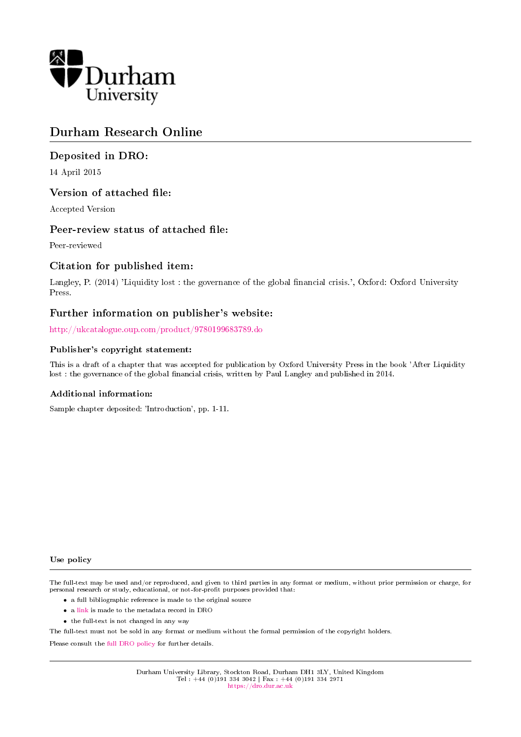Durham University

# Durham Research Online

## Deposited in DRO:

14 April 2015

## Version of attached file:

Accepted Version

## Peer-review status of attached file:

Peer-reviewed

## Citation for published item:

Langley, P. (2014) 'Liquidity lost : the governance of the global financial crisis.', Oxford: Oxford University Press.

## Further information on publisher's website:

http://ukcatalogue.oup.com/product/9780199683789.do

### Publisher's copyright statement:

This is a draft of a chapter that was accepted for publication by Oxford University Press in the book 'After Liquidity lost : the governance of the global financial crisis, written by Paul Langley and published in 2014.

### Additional information:

Sample chapter deposited: 'Introduction', pp. 1-11.

### Use policy

The full-text may be used and/or reproduced, and given to third parties in any format or medium, without prior permission or charge, for personal research or study, educational, or not-for-profit purposes provided that:

- a full bibliographic reference is made to the original source
- a link is made to the metadata record in DRO
- the full-text is not changed in any way

The full-text must not be sold in any format or medium without the formal permission of the copyright holders.

Please consult the full DRO policy for further details.

Durham University Library, Stockton Road, Durham DH1 3LY, United Kingdom
Tel : +44 (0)191 334 3042 | Fax : +44 (0)191 334 2971
https://dro.dur.ac.uk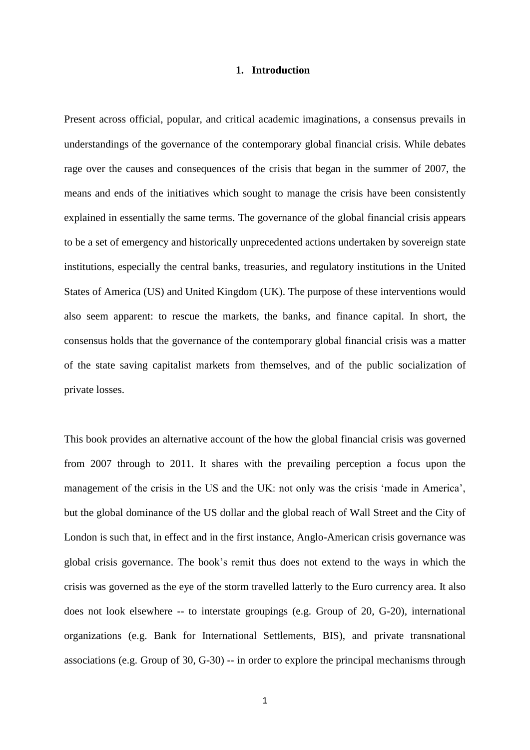# 1. Introduction

Present across official, popular, and critical academic imaginations, a consensus prevails in understandings of the governance of the contemporary global financial crisis. While debates rage over the causes and consequences of the crisis that began in the summer of 2007, the means and ends of the initiatives which sought to manage the crisis have been consistently explained in essentially the same terms. The governance of the global financial crisis appears to be a set of emergency and historically unprecedented actions undertaken by sovereign state institutions, especially the central banks, treasuries, and regulatory institutions in the United States of America (US) and United Kingdom (UK). The purpose of these interventions would also seem apparent: to rescue the markets, the banks, and finance capital. In short, the consensus holds that the governance of the contemporary global financial crisis was a matter of the state saving capitalist markets from themselves, and of the public socialization of private losses.

This book provides an alternative account of the how the global financial crisis was governed from 2007 through to 2011. It shares with the prevailing perception a focus upon the management of the crisis in the US and the UK: not only was the crisis 'made in America', but the global dominance of the US dollar and the global reach of Wall Street and the City of London is such that, in effect and in the first instance, Anglo-American crisis governance was global crisis governance. The book's remit thus does not extend to the ways in which the crisis was governed as the eye of the storm travelled latterly to the Euro currency area. It also does not look elsewhere -- to interstate groupings (e.g. Group of 20, G-20), international organizations (e.g. Bank for International Settlements, BIS), and private transnational associations (e.g. Group of 30, G-30) -- in order to explore the principal mechanisms through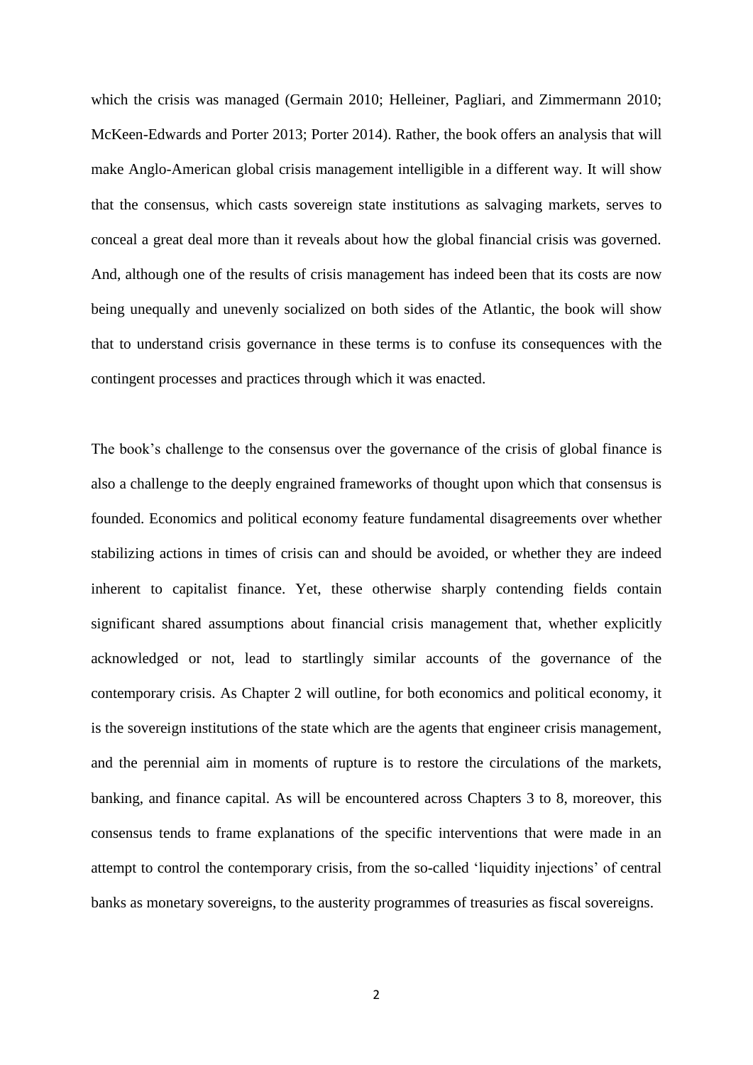which the crisis was managed (Germain 2010; Helleiner, Pagliari, and Zimmermann 2010; McKeen-Edwards and Porter 2013; Porter 2014). Rather, the book offers an analysis that will make Anglo-American global crisis management intelligible in a different way. It will show that the consensus, which casts sovereign state institutions as salvaging markets, serves to conceal a great deal more than it reveals about how the global financial crisis was governed. And, although one of the results of crisis management has indeed been that its costs are now being unequally and unevenly socialized on both sides of the Atlantic, the book will show that to understand crisis governance in these terms is to confuse its consequences with the contingent processes and practices through which it was enacted.

The book's challenge to the consensus over the governance of the crisis of global finance is also a challenge to the deeply engrained frameworks of thought upon which that consensus is founded. Economics and political economy feature fundamental disagreements over whether stabilizing actions in times of crisis can and should be avoided, or whether they are indeed inherent to capitalist finance. Yet, these otherwise sharply contending fields contain significant shared assumptions about financial crisis management that, whether explicitly acknowledged or not, lead to startlingly similar accounts of the governance of the contemporary crisis. As Chapter 2 will outline, for both economics and political economy, it is the sovereign institutions of the state which are the agents that engineer crisis management, and the perennial aim in moments of rupture is to restore the circulations of the markets, banking, and finance capital. As will be encountered across Chapters 3 to 8, moreover, this consensus tends to frame explanations of the specific interventions that were made in an attempt to control the contemporary crisis, from the so-called 'liquidity injections' of central banks as monetary sovereigns, to the austerity programmes of treasuries as fiscal sovereigns.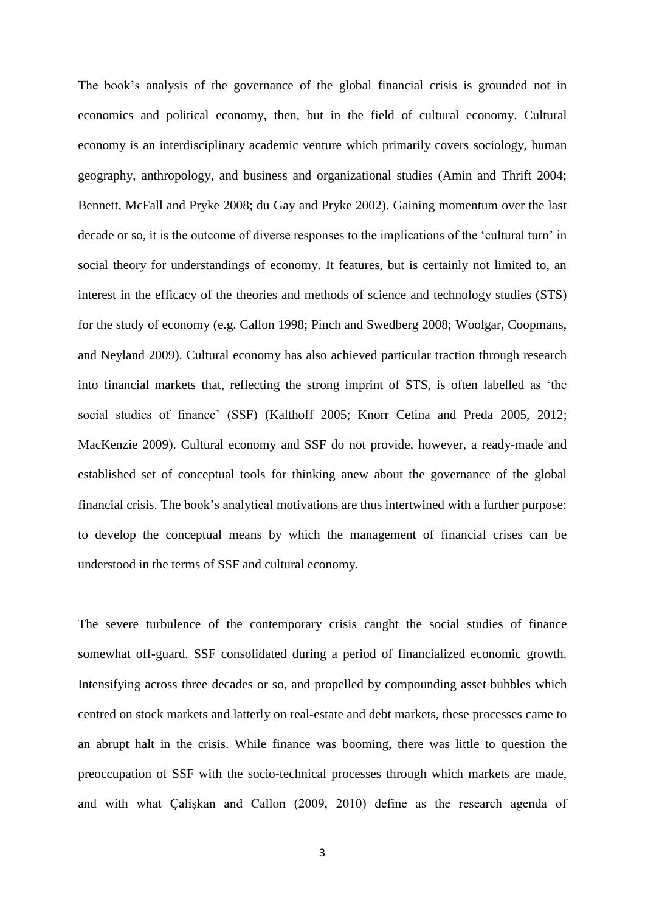The book's analysis of the governance of the global financial crisis is grounded not in economics and political economy, then, but in the field of cultural economy. Cultural economy is an interdisciplinary academic venture which primarily covers sociology, human geography, anthropology, and business and organizational studies (Amin and Thrift 2004; Bennett, McFall and Pryke 2008; du Gay and Pryke 2002). Gaining momentum over the last decade or so, it is the outcome of diverse responses to the implications of the 'cultural turn' in social theory for understandings of economy. It features, but is certainly not limited to, an interest in the efficacy of the theories and methods of science and technology studies (STS) for the study of economy (e.g. Callon 1998; Pinch and Swedberg 2008; Woolgar, Coopmans, and Neyland 2009). Cultural economy has also achieved particular traction through research into financial markets that, reflecting the strong imprint of STS, is often labelled as 'the social studies of finance' (SSF) (Kalthoff 2005; Knorr Cetina and Preda 2005, 2012; MacKenzie 2009). Cultural economy and SSF do not provide, however, a ready-made and established set of conceptual tools for thinking anew about the governance of the global financial crisis. The book's analytical motivations are thus intertwined with a further purpose: to develop the conceptual means by which the management of financial crises can be understood in the terms of SSF and cultural economy.

The severe turbulence of the contemporary crisis caught the social studies of finance somewhat off-guard. SSF consolidated during a period of financialized economic growth. Intensifying across three decades or so, and propelled by compounding asset bubbles which centred on stock markets and latterly on real-estate and debt markets, these processes came to an abrupt halt in the crisis. While finance was booming, there was little to question the preoccupation of SSF with the socio-technical processes through which markets are made, and with what Çalişkan and Callon (2009, 2010) define as the research agenda of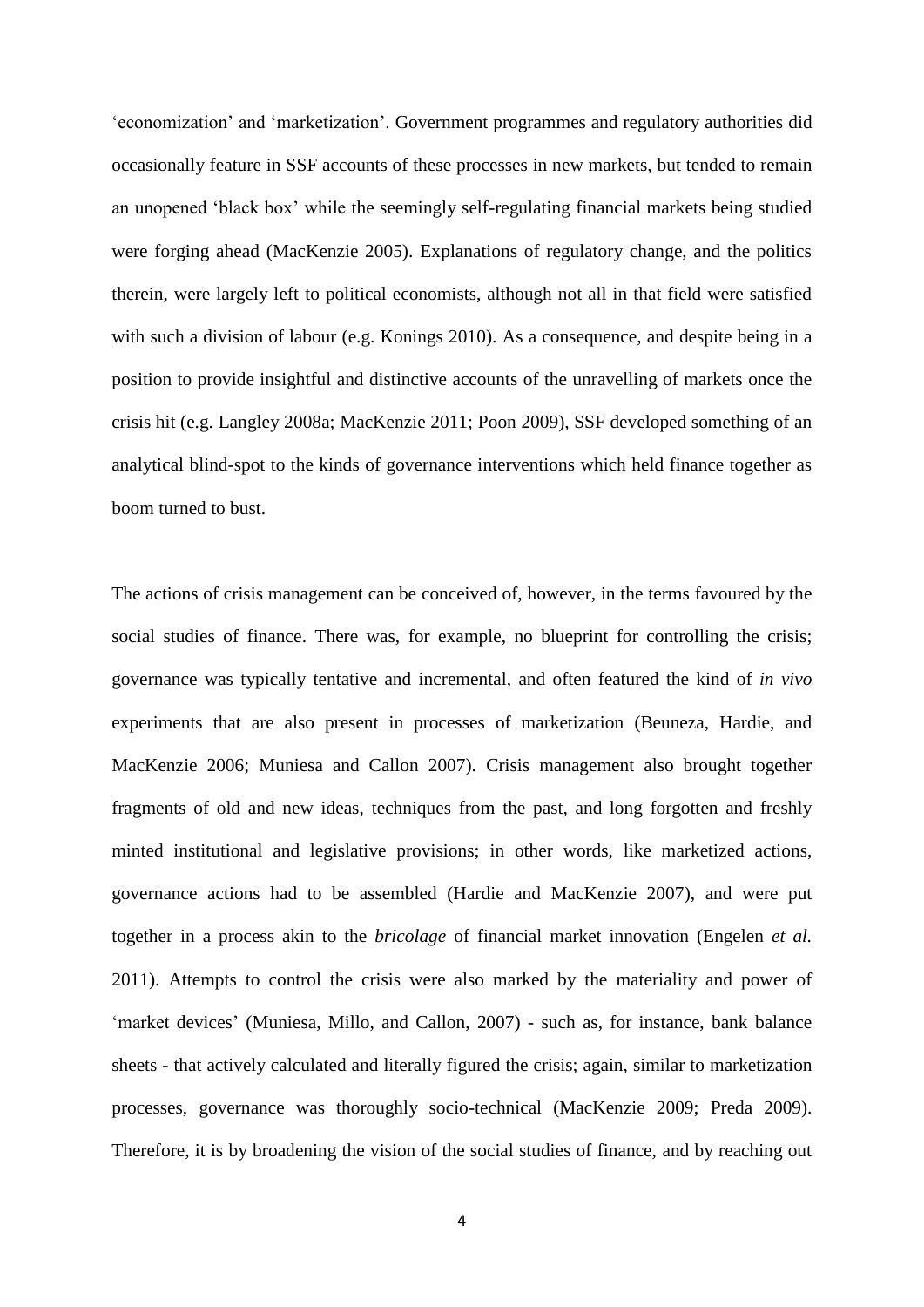'economization' and 'marketization'. Government programmes and regulatory authorities did occasionally feature in SSF accounts of these processes in new markets, but tended to remain an unopened 'black box' while the seemingly self-regulating financial markets being studied were forging ahead (MacKenzie 2005). Explanations of regulatory change, and the politics therein, were largely left to political economists, although not all in that field were satisfied with such a division of labour (e.g. Konings 2010). As a consequence, and despite being in a position to provide insightful and distinctive accounts of the unravelling of markets once the crisis hit (e.g. Langley 2008a; MacKenzie 2011; Poon 2009), SSF developed something of an analytical blind-spot to the kinds of governance interventions which held finance together as boom turned to bust.

The actions of crisis management can be conceived of, however, in the terms favoured by the social studies of finance. There was, for example, no blueprint for controlling the crisis; governance was typically tentative and incremental, and often featured the kind of *in vivo* experiments that are also present in processes of marketization (Beuneza, Hardie, and MacKenzie 2006; Muniesa and Callon 2007). Crisis management also brought together fragments of old and new ideas, techniques from the past, and long forgotten and freshly minted institutional and legislative provisions; in other words, like marketized actions, governance actions had to be assembled (Hardie and MacKenzie 2007), and were put together in a process akin to the *bricolage* of financial market innovation (Engelen *et al.* 2011). Attempts to control the crisis were also marked by the materiality and power of 'market devices' (Muniesa, Millo, and Callon, 2007) - such as, for instance, bank balance sheets - that actively calculated and literally figured the crisis; again, similar to marketization processes, governance was thoroughly socio-technical (MacKenzie 2009; Preda 2009). Therefore, it is by broadening the vision of the social studies of finance, and by reaching out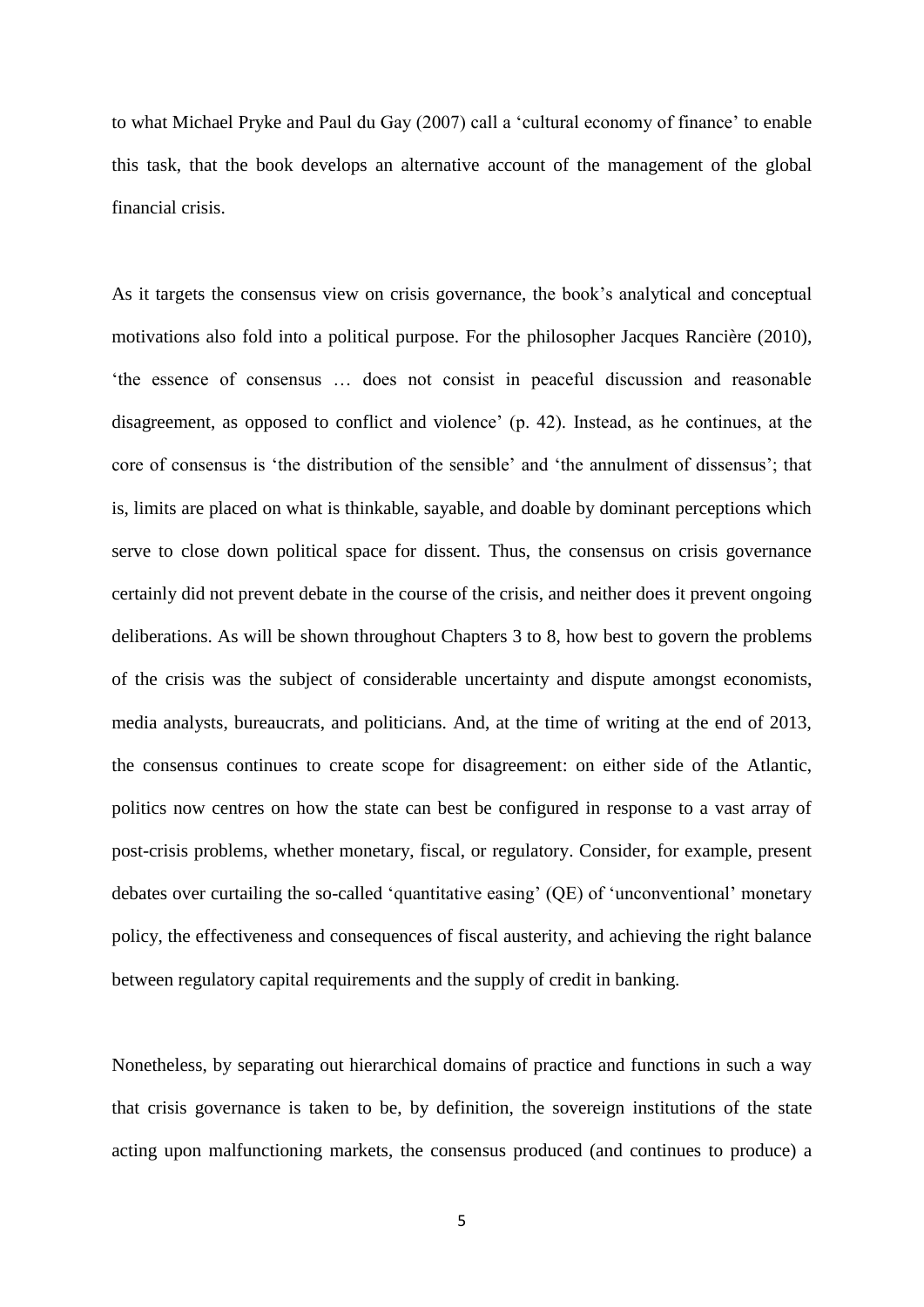to what Michael Pryke and Paul du Gay (2007) call a 'cultural economy of finance' to enable this task, that the book develops an alternative account of the management of the global financial crisis.

As it targets the consensus view on crisis governance, the book's analytical and conceptual motivations also fold into a political purpose. For the philosopher Jacques Rancière (2010), 'the essence of consensus … does not consist in peaceful discussion and reasonable disagreement, as opposed to conflict and violence' (p. 42). Instead, as he continues, at the core of consensus is 'the distribution of the sensible' and 'the annulment of dissensus'; that is, limits are placed on what is thinkable, sayable, and doable by dominant perceptions which serve to close down political space for dissent. Thus, the consensus on crisis governance certainly did not prevent debate in the course of the crisis, and neither does it prevent ongoing deliberations. As will be shown throughout Chapters 3 to 8, how best to govern the problems of the crisis was the subject of considerable uncertainty and dispute amongst economists, media analysts, bureaucrats, and politicians. And, at the time of writing at the end of 2013, the consensus continues to create scope for disagreement: on either side of the Atlantic, politics now centres on how the state can best be configured in response to a vast array of post-crisis problems, whether monetary, fiscal, or regulatory. Consider, for example, present debates over curtailing the so-called 'quantitative easing' (QE) of 'unconventional' monetary policy, the effectiveness and consequences of fiscal austerity, and achieving the right balance between regulatory capital requirements and the supply of credit in banking.

Nonetheless, by separating out hierarchical domains of practice and functions in such a way that crisis governance is taken to be, by definition, the sovereign institutions of the state acting upon malfunctioning markets, the consensus produced (and continues to produce) a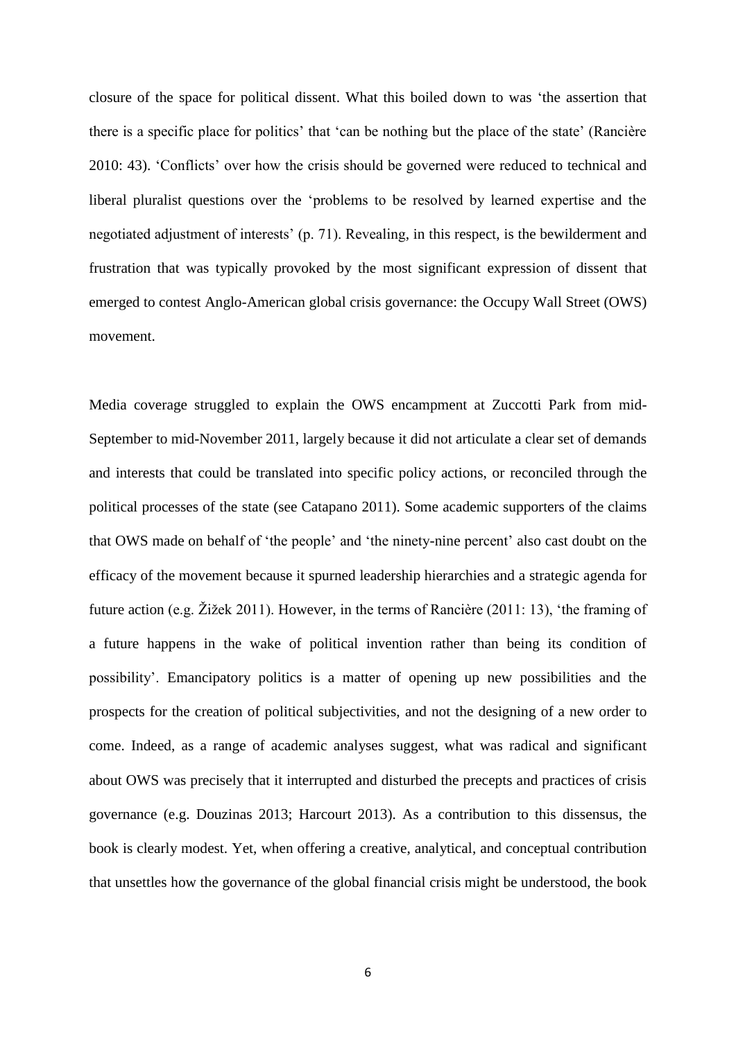closure of the space for political dissent. What this boiled down to was 'the assertion that there is a specific place for politics' that 'can be nothing but the place of the state' (Rancière 2010: 43). 'Conflicts' over how the crisis should be governed were reduced to technical and liberal pluralist questions over the 'problems to be resolved by learned expertise and the negotiated adjustment of interests' (p. 71). Revealing, in this respect, is the bewilderment and frustration that was typically provoked by the most significant expression of dissent that emerged to contest Anglo-American global crisis governance: the Occupy Wall Street (OWS) movement.

Media coverage struggled to explain the OWS encampment at Zuccotti Park from mid-September to mid-November 2011, largely because it did not articulate a clear set of demands and interests that could be translated into specific policy actions, or reconciled through the political processes of the state (see Catapano 2011). Some academic supporters of the claims that OWS made on behalf of 'the people' and 'the ninety-nine percent' also cast doubt on the efficacy of the movement because it spurned leadership hierarchies and a strategic agenda for future action (e.g. Žižek 2011). However, in the terms of Rancière (2011: 13), 'the framing of a future happens in the wake of political invention rather than being its condition of possibility'. Emancipatory politics is a matter of opening up new possibilities and the prospects for the creation of political subjectivities, and not the designing of a new order to come. Indeed, as a range of academic analyses suggest, what was radical and significant about OWS was precisely that it interrupted and disturbed the precepts and practices of crisis governance (e.g. Douzinas 2013; Harcourt 2013). As a contribution to this dissensus, the book is clearly modest. Yet, when offering a creative, analytical, and conceptual contribution that unsettles how the governance of the global financial crisis might be understood, the book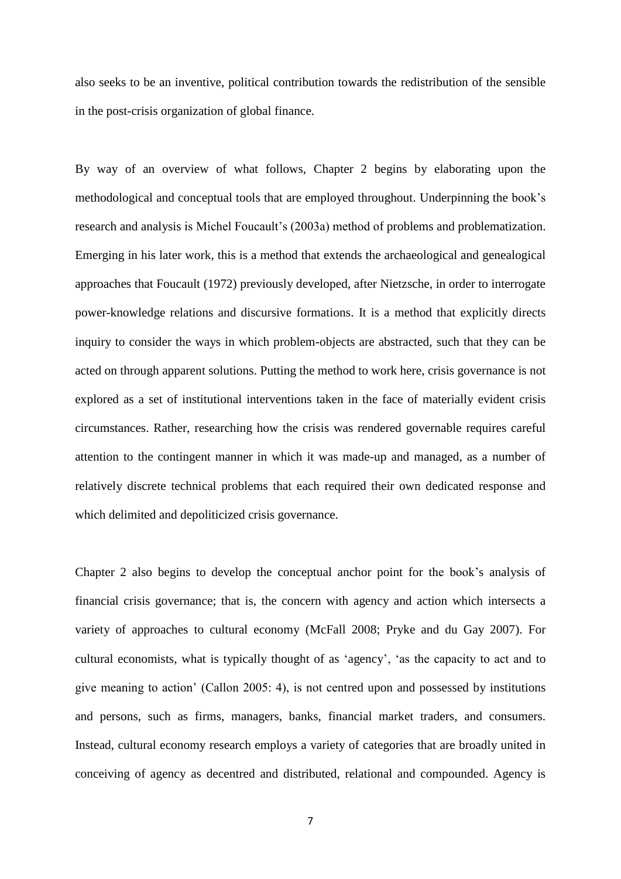also seeks to be an inventive, political contribution towards the redistribution of the sensible in the post-crisis organization of global finance.

By way of an overview of what follows, Chapter 2 begins by elaborating upon the methodological and conceptual tools that are employed throughout. Underpinning the book's research and analysis is Michel Foucault's (2003a) method of problems and problematization. Emerging in his later work, this is a method that extends the archaeological and genealogical approaches that Foucault (1972) previously developed, after Nietzsche, in order to interrogate power-knowledge relations and discursive formations. It is a method that explicitly directs inquiry to consider the ways in which problem-objects are abstracted, such that they can be acted on through apparent solutions. Putting the method to work here, crisis governance is not explored as a set of institutional interventions taken in the face of materially evident crisis circumstances. Rather, researching how the crisis was rendered governable requires careful attention to the contingent manner in which it was made-up and managed, as a number of relatively discrete technical problems that each required their own dedicated response and which delimited and depoliticized crisis governance.

Chapter 2 also begins to develop the conceptual anchor point for the book's analysis of financial crisis governance; that is, the concern with agency and action which intersects a variety of approaches to cultural economy (McFall 2008; Pryke and du Gay 2007). For cultural economists, what is typically thought of as 'agency', 'as the capacity to act and to give meaning to action' (Callon 2005: 4), is not centred upon and possessed by institutions and persons, such as firms, managers, banks, financial market traders, and consumers. Instead, cultural economy research employs a variety of categories that are broadly united in conceiving of agency as decentred and distributed, relational and compounded. Agency is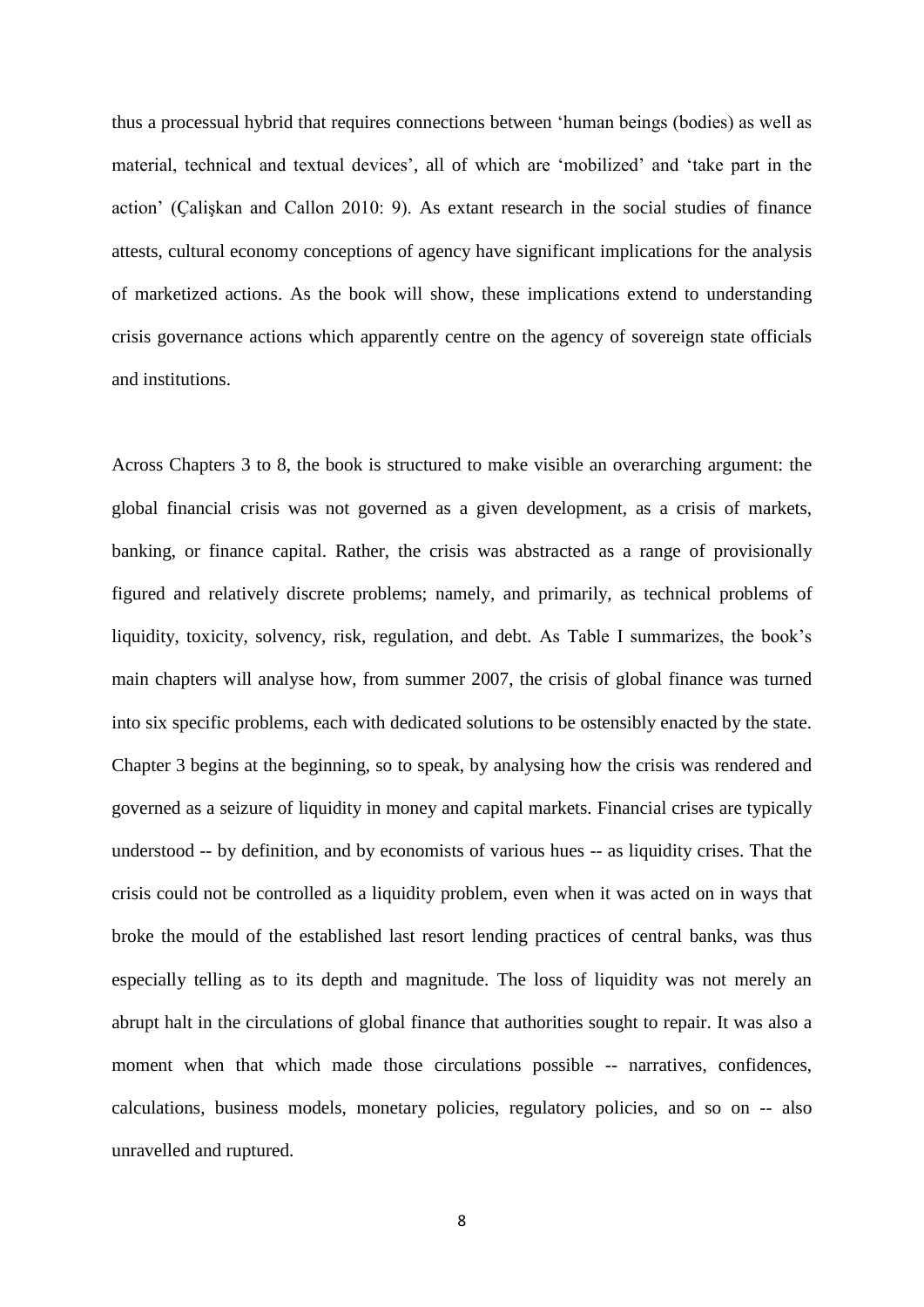thus a processual hybrid that requires connections between 'human beings (bodies) as well as material, technical and textual devices', all of which are 'mobilized' and 'take part in the action' (Çalişkan and Callon 2010: 9). As extant research in the social studies of finance attests, cultural economy conceptions of agency have significant implications for the analysis of marketized actions. As the book will show, these implications extend to understanding crisis governance actions which apparently centre on the agency of sovereign state officials and institutions.

Across Chapters 3 to 8, the book is structured to make visible an overarching argument: the global financial crisis was not governed as a given development, as a crisis of markets, banking, or finance capital. Rather, the crisis was abstracted as a range of provisionally figured and relatively discrete problems; namely, and primarily, as technical problems of liquidity, toxicity, solvency, risk, regulation, and debt. As Table I summarizes, the book's main chapters will analyse how, from summer 2007, the crisis of global finance was turned into six specific problems, each with dedicated solutions to be ostensibly enacted by the state. Chapter 3 begins at the beginning, so to speak, by analysing how the crisis was rendered and governed as a seizure of liquidity in money and capital markets. Financial crises are typically understood -- by definition, and by economists of various hues -- as liquidity crises. That the crisis could not be controlled as a liquidity problem, even when it was acted on in ways that broke the mould of the established last resort lending practices of central banks, was thus especially telling as to its depth and magnitude. The loss of liquidity was not merely an abrupt halt in the circulations of global finance that authorities sought to repair. It was also a moment when that which made those circulations possible -- narratives, confidences, calculations, business models, monetary policies, regulatory policies, and so on -- also unravelled and ruptured.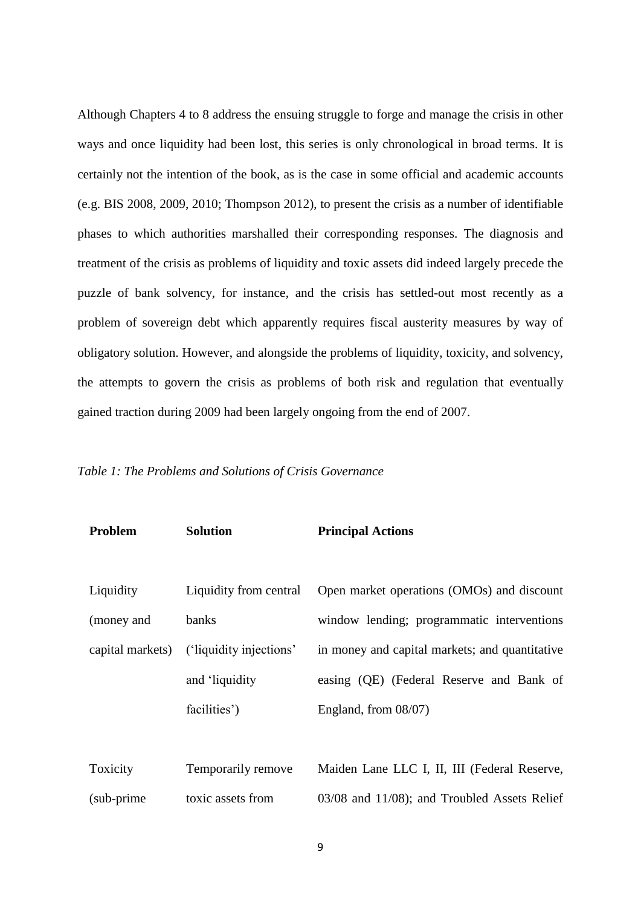Although Chapters 4 to 8 address the ensuing struggle to forge and manage the crisis in other ways and once liquidity had been lost, this series is only chronological in broad terms. It is certainly not the intention of the book, as is the case in some official and academic accounts (e.g. BIS 2008, 2009, 2010; Thompson 2012), to present the crisis as a number of identifiable phases to which authorities marshalled their corresponding responses. The diagnosis and treatment of the crisis as problems of liquidity and toxic assets did indeed largely precede the puzzle of bank solvency, for instance, and the crisis has settled-out most recently as a problem of sovereign debt which apparently requires fiscal austerity measures by way of obligatory solution. However, and alongside the problems of liquidity, toxicity, and solvency, the attempts to govern the crisis as problems of both risk and regulation that eventually gained traction during 2009 had been largely ongoing from the end of 2007.

*Table 1: The Problems and Solutions of Crisis Governance*

| **Problem** | **Solution** | **Principal Actions** |
|---|---|---|
| Liquidity (money and capital markets) | Liquidity from central banks ('liquidity injections' and 'liquidity facilities') | Open market operations (OMOs) and discount window lending; programmatic interventions in money and capital markets; and quantitative easing (QE) (Federal Reserve and Bank of England, from 08/07) |
| Toxicity (sub-prime | Temporarily remove toxic assets from | Maiden Lane LLC I, II, III (Federal Reserve, 03/08 and 11/08); and Troubled Assets Relief |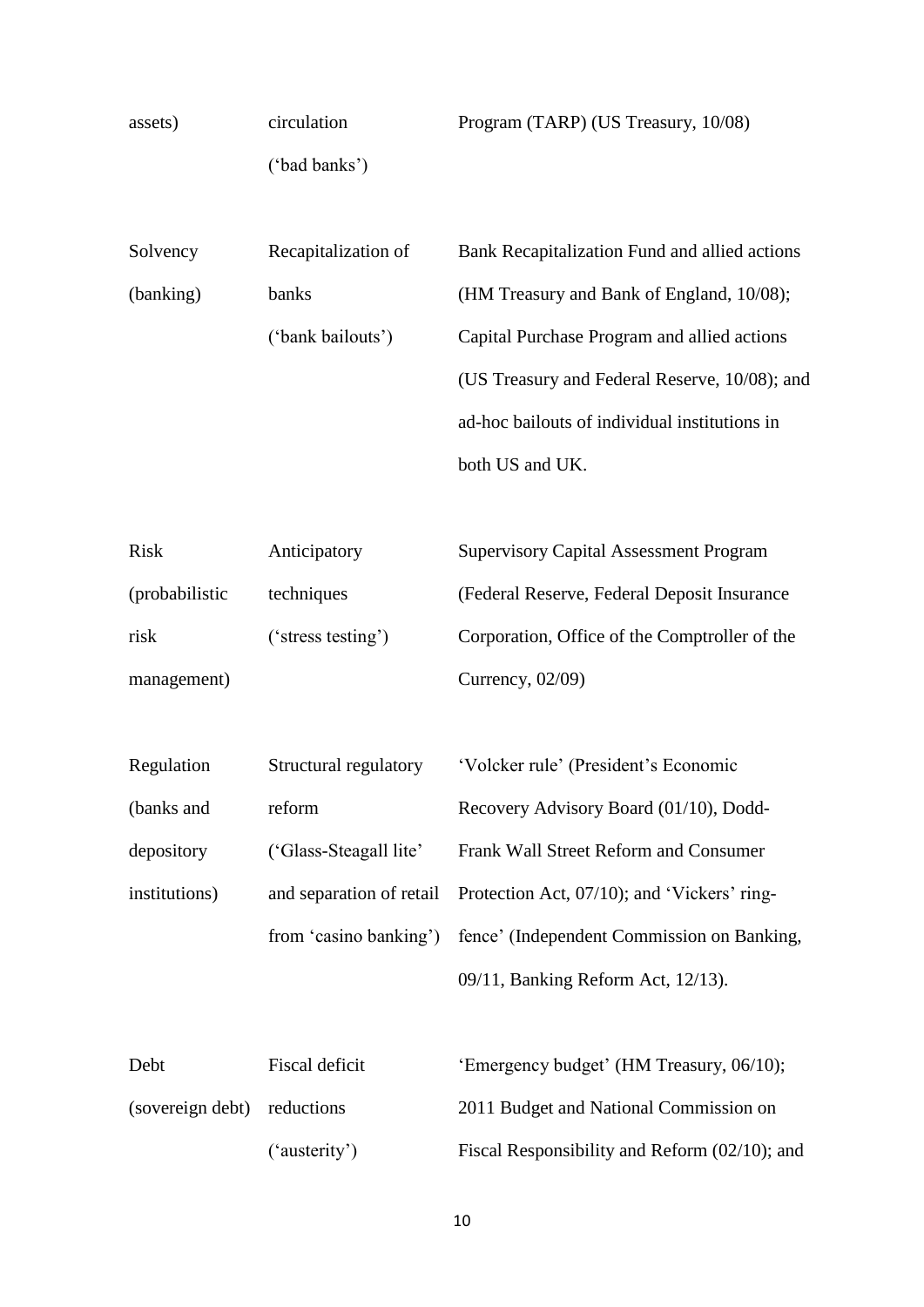| | | |
|---|---|---|
| assets) | circulation ('bad banks') | Program (TARP) (US Treasury, 10/08) |
| Solvency (banking) | Recapitalization of banks ('bank bailouts') | Bank Recapitalization Fund and allied actions (HM Treasury and Bank of England, 10/08); Capital Purchase Program and allied actions (US Treasury and Federal Reserve, 10/08); and ad-hoc bailouts of individual institutions in both US and UK. |
| Risk (probabilistic risk management) | Anticipatory techniques ('stress testing') | Supervisory Capital Assessment Program (Federal Reserve, Federal Deposit Insurance Corporation, Office of the Comptroller of the Currency, 02/09) |
| Regulation (banks and depository institutions) | Structural regulatory reform ('Glass-Steagall lite' and separation of retail from 'casino banking') | 'Volcker rule' (President's Economic Recovery Advisory Board (01/10), Dodd-Frank Wall Street Reform and Consumer Protection Act, 07/10); and 'Vickers' ring-fence' (Independent Commission on Banking, 09/11, Banking Reform Act, 12/13). |
| Debt (sovereign debt) | Fiscal deficit reductions ('austerity') | 'Emergency budget' (HM Treasury, 06/10); 2011 Budget and National Commission on Fiscal Responsibility and Reform (02/10); and |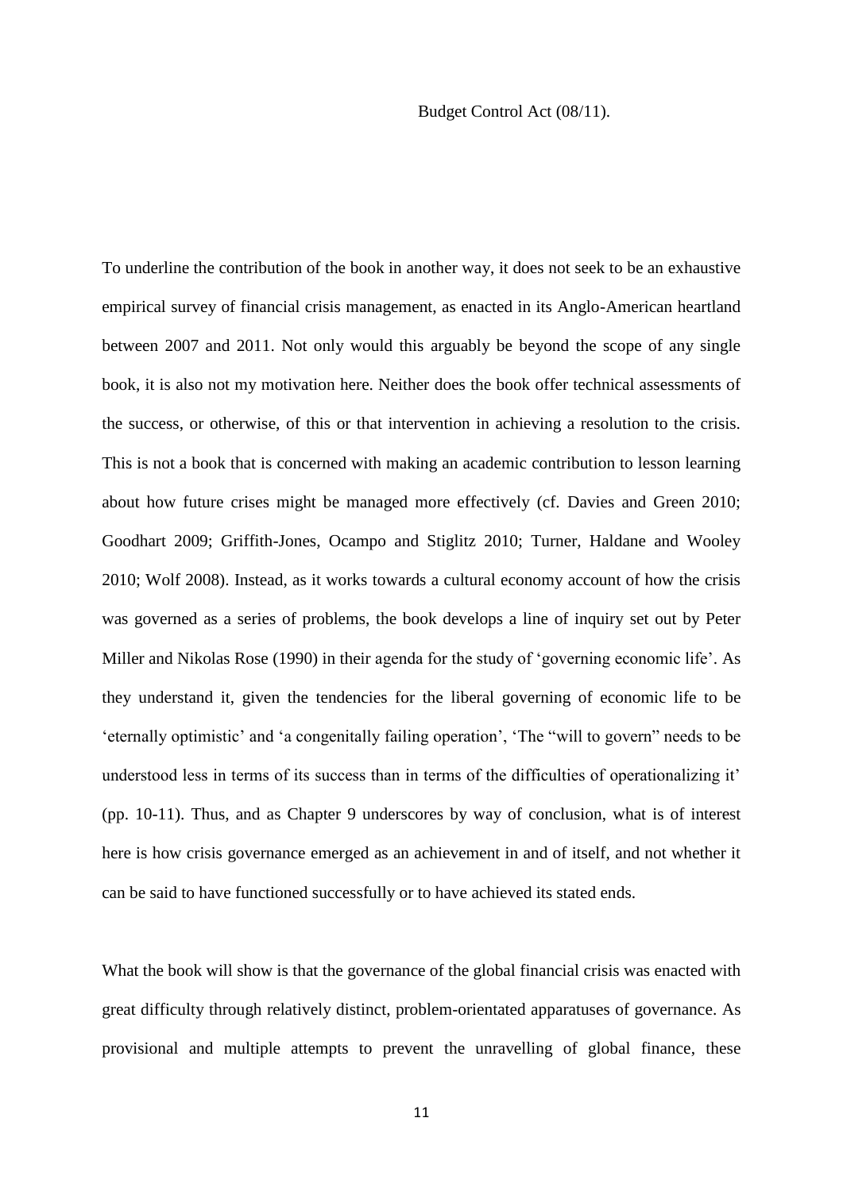Budget Control Act (08/11).

To underline the contribution of the book in another way, it does not seek to be an exhaustive empirical survey of financial crisis management, as enacted in its Anglo-American heartland between 2007 and 2011. Not only would this arguably be beyond the scope of any single book, it is also not my motivation here. Neither does the book offer technical assessments of the success, or otherwise, of this or that intervention in achieving a resolution to the crisis. This is not a book that is concerned with making an academic contribution to lesson learning about how future crises might be managed more effectively (cf. Davies and Green 2010; Goodhart 2009; Griffith-Jones, Ocampo and Stiglitz 2010; Turner, Haldane and Wooley 2010; Wolf 2008). Instead, as it works towards a cultural economy account of how the crisis was governed as a series of problems, the book develops a line of inquiry set out by Peter Miller and Nikolas Rose (1990) in their agenda for the study of 'governing economic life'. As they understand it, given the tendencies for the liberal governing of economic life to be 'eternally optimistic' and 'a congenitally failing operation', 'The "will to govern" needs to be understood less in terms of its success than in terms of the difficulties of operationalizing it' (pp. 10-11). Thus, and as Chapter 9 underscores by way of conclusion, what is of interest here is how crisis governance emerged as an achievement in and of itself, and not whether it can be said to have functioned successfully or to have achieved its stated ends.

What the book will show is that the governance of the global financial crisis was enacted with great difficulty through relatively distinct, problem-orientated apparatuses of governance. As provisional and multiple attempts to prevent the unravelling of global finance, these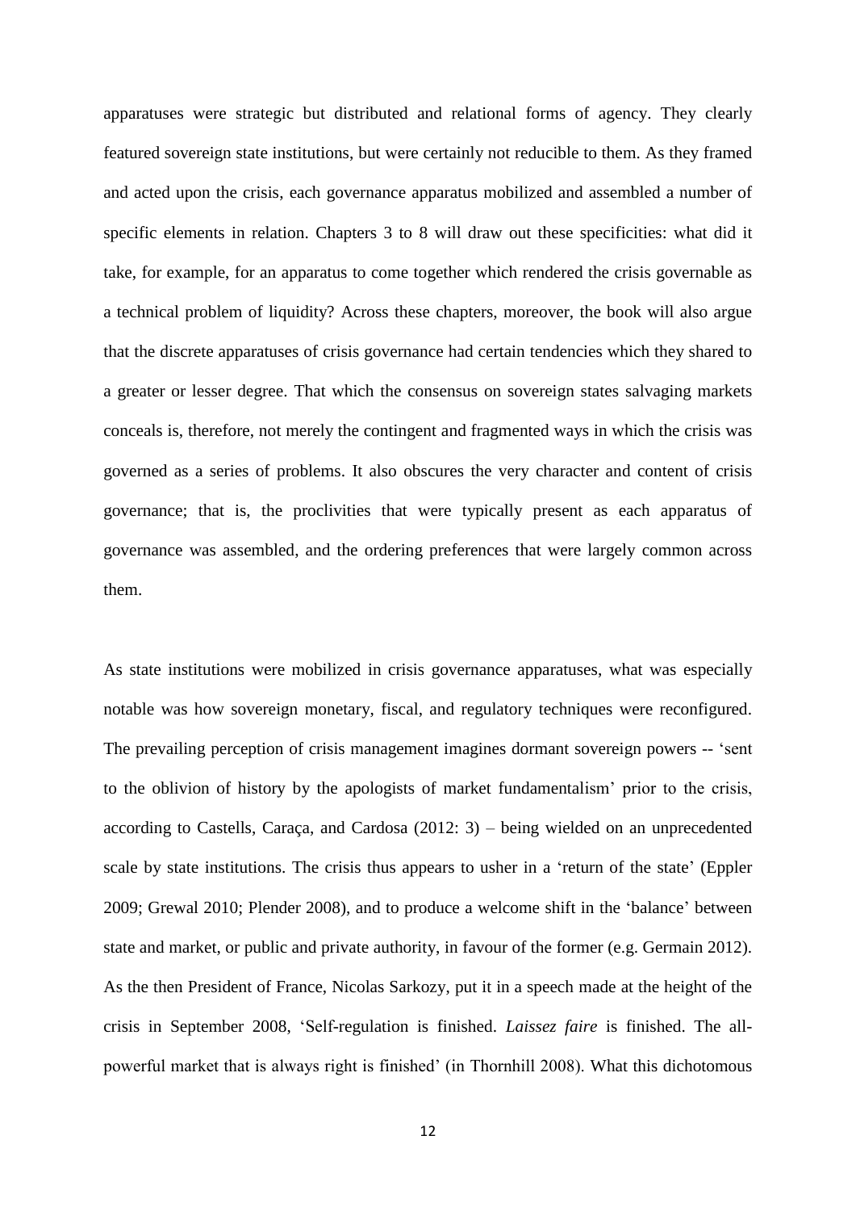apparatuses were strategic but distributed and relational forms of agency. They clearly featured sovereign state institutions, but were certainly not reducible to them. As they framed and acted upon the crisis, each governance apparatus mobilized and assembled a number of specific elements in relation. Chapters 3 to 8 will draw out these specificities: what did it take, for example, for an apparatus to come together which rendered the crisis governable as a technical problem of liquidity? Across these chapters, moreover, the book will also argue that the discrete apparatuses of crisis governance had certain tendencies which they shared to a greater or lesser degree. That which the consensus on sovereign states salvaging markets conceals is, therefore, not merely the contingent and fragmented ways in which the crisis was governed as a series of problems. It also obscures the very character and content of crisis governance; that is, the proclivities that were typically present as each apparatus of governance was assembled, and the ordering preferences that were largely common across them.

As state institutions were mobilized in crisis governance apparatuses, what was especially notable was how sovereign monetary, fiscal, and regulatory techniques were reconfigured. The prevailing perception of crisis management imagines dormant sovereign powers -- 'sent to the oblivion of history by the apologists of market fundamentalism' prior to the crisis, according to Castells, Caraça, and Cardosa (2012: 3) – being wielded on an unprecedented scale by state institutions. The crisis thus appears to usher in a 'return of the state' (Eppler 2009; Grewal 2010; Plender 2008), and to produce a welcome shift in the 'balance' between state and market, or public and private authority, in favour of the former (e.g. Germain 2012). As the then President of France, Nicolas Sarkozy, put it in a speech made at the height of the crisis in September 2008, 'Self-regulation is finished. *Laissez faire* is finished. The all-powerful market that is always right is finished' (in Thornhill 2008). What this dichotomous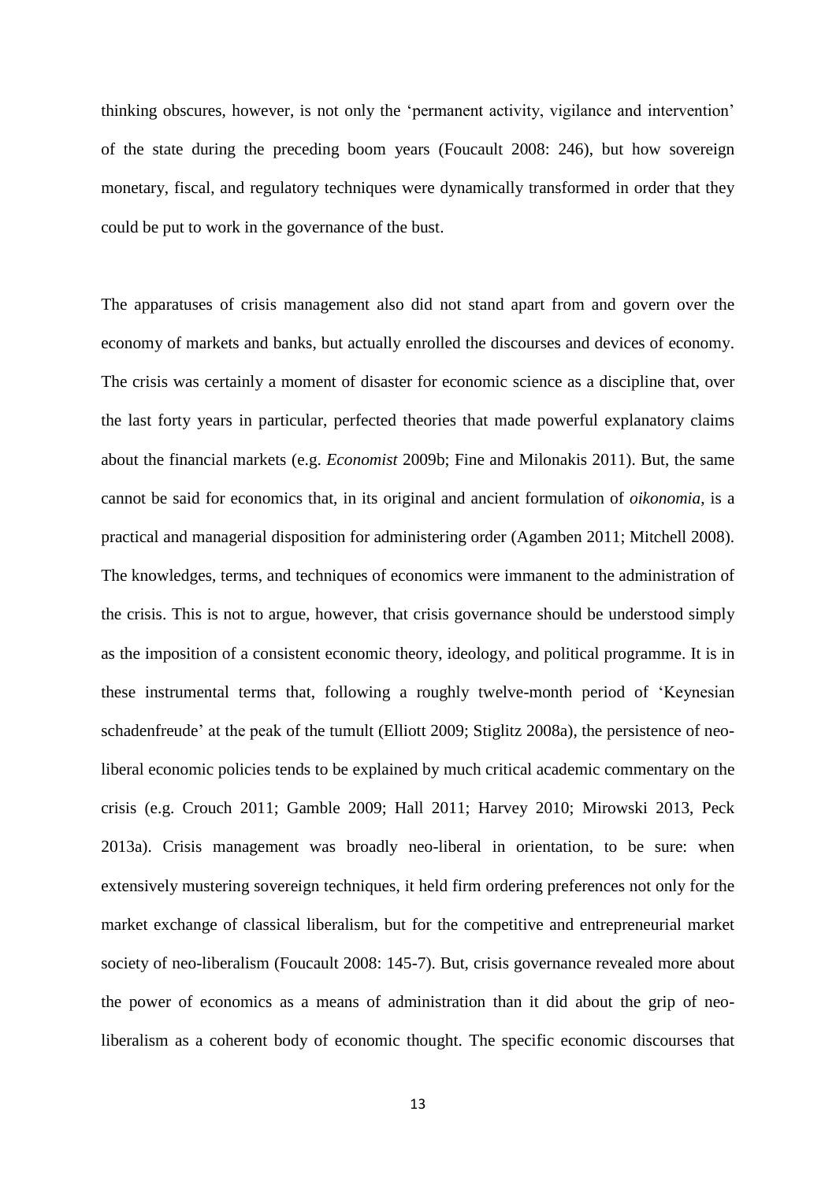thinking obscures, however, is not only the 'permanent activity, vigilance and intervention' of the state during the preceding boom years (Foucault 2008: 246), but how sovereign monetary, fiscal, and regulatory techniques were dynamically transformed in order that they could be put to work in the governance of the bust.

The apparatuses of crisis management also did not stand apart from and govern over the economy of markets and banks, but actually enrolled the discourses and devices of economy. The crisis was certainly a moment of disaster for economic science as a discipline that, over the last forty years in particular, perfected theories that made powerful explanatory claims about the financial markets (e.g. *Economist* 2009b; Fine and Milonakis 2011). But, the same cannot be said for economics that, in its original and ancient formulation of *oikonomia*, is a practical and managerial disposition for administering order (Agamben 2011; Mitchell 2008). The knowledges, terms, and techniques of economics were immanent to the administration of the crisis. This is not to argue, however, that crisis governance should be understood simply as the imposition of a consistent economic theory, ideology, and political programme. It is in these instrumental terms that, following a roughly twelve-month period of 'Keynesian schadenfreude' at the peak of the tumult (Elliott 2009; Stiglitz 2008a), the persistence of neo-liberal economic policies tends to be explained by much critical academic commentary on the crisis (e.g. Crouch 2011; Gamble 2009; Hall 2011; Harvey 2010; Mirowski 2013, Peck 2013a). Crisis management was broadly neo-liberal in orientation, to be sure: when extensively mustering sovereign techniques, it held firm ordering preferences not only for the market exchange of classical liberalism, but for the competitive and entrepreneurial market society of neo-liberalism (Foucault 2008: 145-7). But, crisis governance revealed more about the power of economics as a means of administration than it did about the grip of neo-liberalism as a coherent body of economic thought. The specific economic discourses that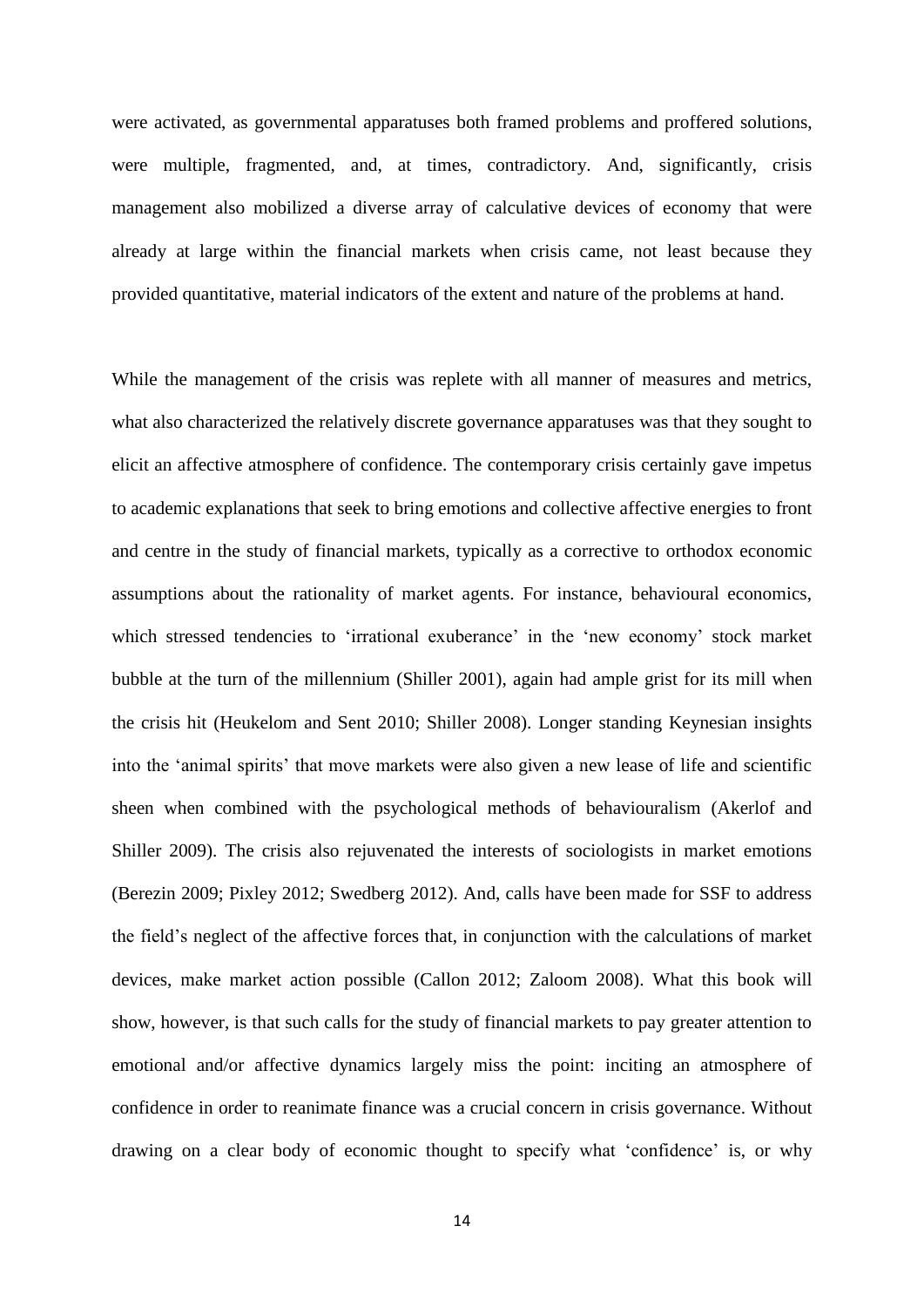were activated, as governmental apparatuses both framed problems and proffered solutions, were multiple, fragmented, and, at times, contradictory. And, significantly, crisis management also mobilized a diverse array of calculative devices of economy that were already at large within the financial markets when crisis came, not least because they provided quantitative, material indicators of the extent and nature of the problems at hand.

While the management of the crisis was replete with all manner of measures and metrics, what also characterized the relatively discrete governance apparatuses was that they sought to elicit an affective atmosphere of confidence. The contemporary crisis certainly gave impetus to academic explanations that seek to bring emotions and collective affective energies to front and centre in the study of financial markets, typically as a corrective to orthodox economic assumptions about the rationality of market agents. For instance, behavioural economics, which stressed tendencies to 'irrational exuberance' in the 'new economy' stock market bubble at the turn of the millennium (Shiller 2001), again had ample grist for its mill when the crisis hit (Heukelom and Sent 2010; Shiller 2008). Longer standing Keynesian insights into the 'animal spirits' that move markets were also given a new lease of life and scientific sheen when combined with the psychological methods of behaviouralism (Akerlof and Shiller 2009). The crisis also rejuvenated the interests of sociologists in market emotions (Berezin 2009; Pixley 2012; Swedberg 2012). And, calls have been made for SSF to address the field's neglect of the affective forces that, in conjunction with the calculations of market devices, make market action possible (Callon 2012; Zaloom 2008). What this book will show, however, is that such calls for the study of financial markets to pay greater attention to emotional and/or affective dynamics largely miss the point: inciting an atmosphere of confidence in order to reanimate finance was a crucial concern in crisis governance. Without drawing on a clear body of economic thought to specify what 'confidence' is, or why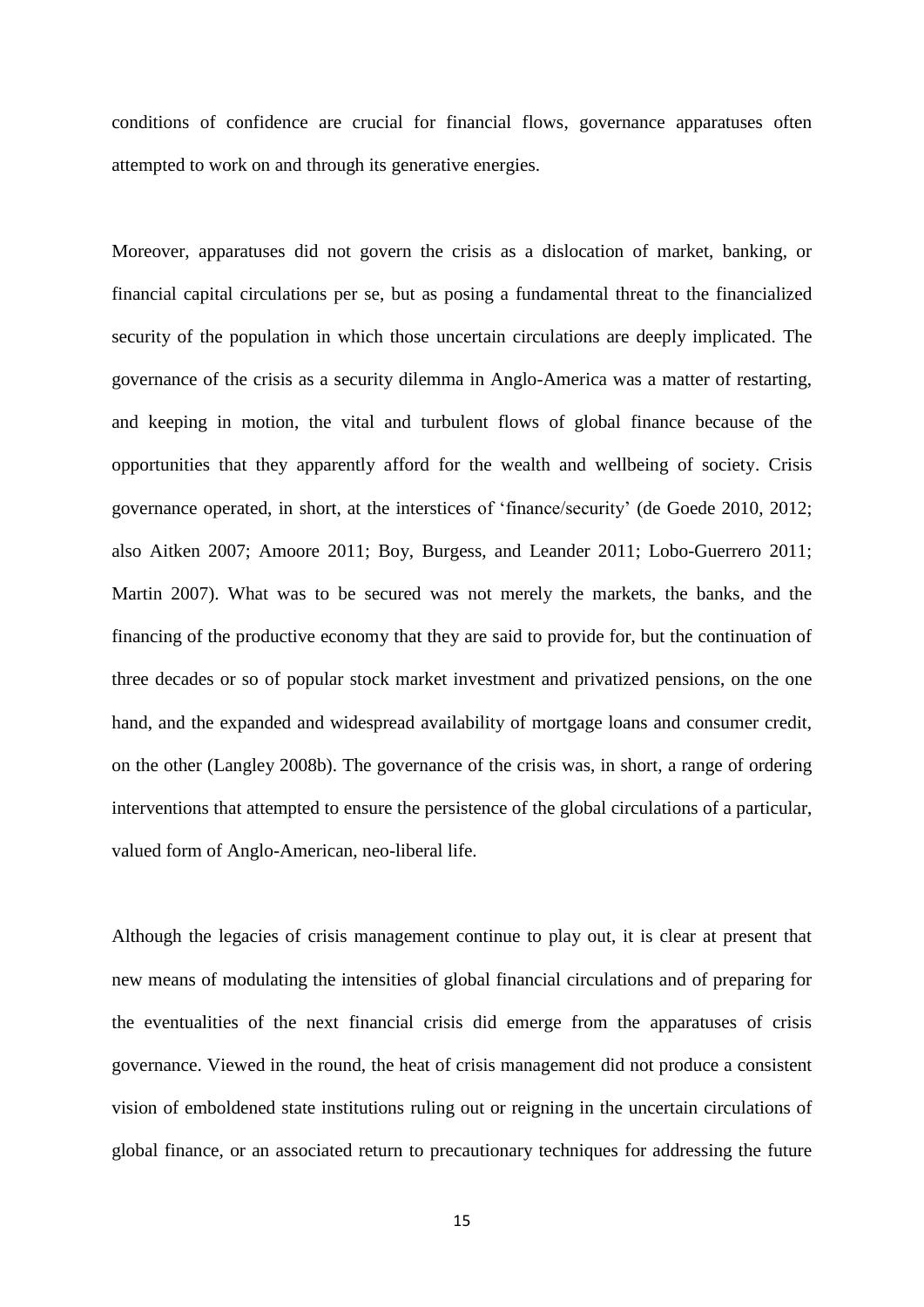conditions of confidence are crucial for financial flows, governance apparatuses often attempted to work on and through its generative energies.

Moreover, apparatuses did not govern the crisis as a dislocation of market, banking, or financial capital circulations per se, but as posing a fundamental threat to the financialized security of the population in which those uncertain circulations are deeply implicated. The governance of the crisis as a security dilemma in Anglo-America was a matter of restarting, and keeping in motion, the vital and turbulent flows of global finance because of the opportunities that they apparently afford for the wealth and wellbeing of society. Crisis governance operated, in short, at the interstices of 'finance/security' (de Goede 2010, 2012; also Aitken 2007; Amoore 2011; Boy, Burgess, and Leander 2011; Lobo-Guerrero 2011; Martin 2007). What was to be secured was not merely the markets, the banks, and the financing of the productive economy that they are said to provide for, but the continuation of three decades or so of popular stock market investment and privatized pensions, on the one hand, and the expanded and widespread availability of mortgage loans and consumer credit, on the other (Langley 2008b). The governance of the crisis was, in short, a range of ordering interventions that attempted to ensure the persistence of the global circulations of a particular, valued form of Anglo-American, neo-liberal life.

Although the legacies of crisis management continue to play out, it is clear at present that new means of modulating the intensities of global financial circulations and of preparing for the eventualities of the next financial crisis did emerge from the apparatuses of crisis governance. Viewed in the round, the heat of crisis management did not produce a consistent vision of emboldened state institutions ruling out or reigning in the uncertain circulations of global finance, or an associated return to precautionary techniques for addressing the future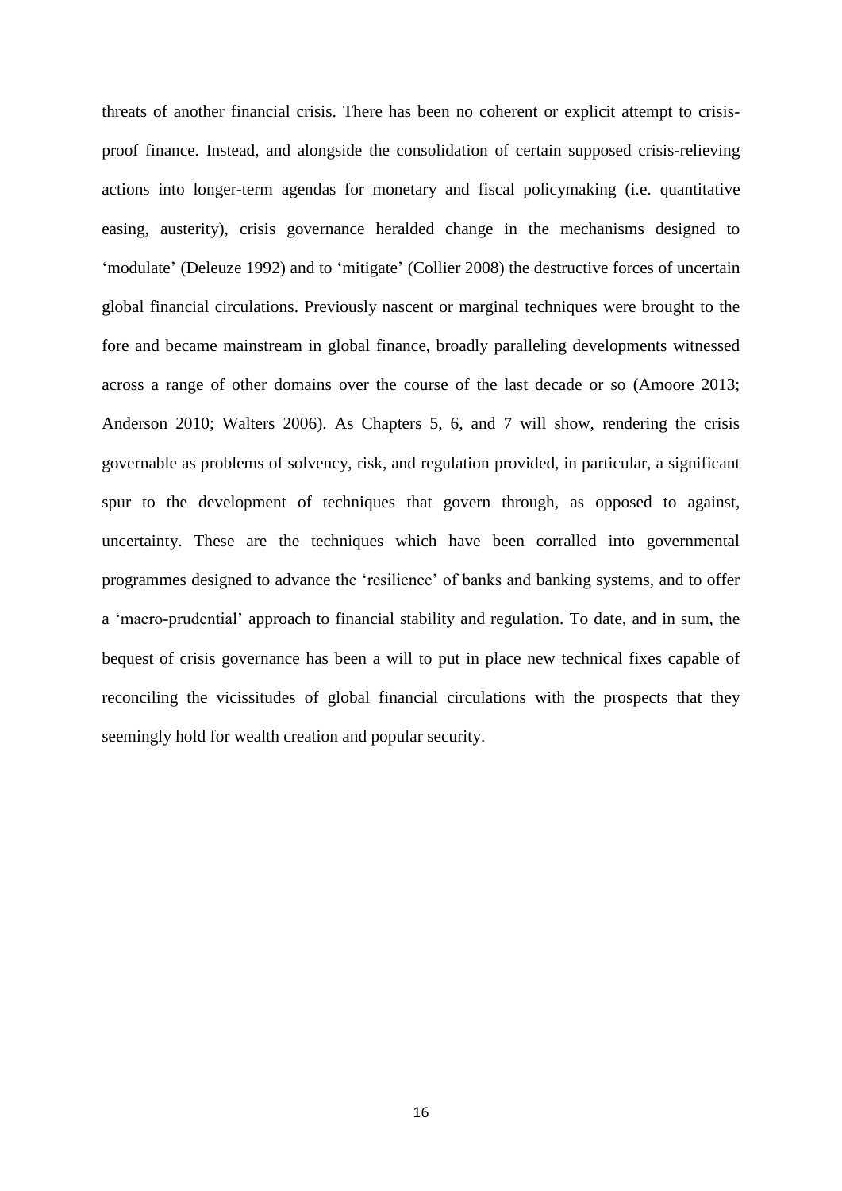threats of another financial crisis. There has been no coherent or explicit attempt to crisis-proof finance. Instead, and alongside the consolidation of certain supposed crisis-relieving actions into longer-term agendas for monetary and fiscal policymaking (i.e. quantitative easing, austerity), crisis governance heralded change in the mechanisms designed to 'modulate' (Deleuze 1992) and to 'mitigate' (Collier 2008) the destructive forces of uncertain global financial circulations. Previously nascent or marginal techniques were brought to the fore and became mainstream in global finance, broadly paralleling developments witnessed across a range of other domains over the course of the last decade or so (Amoore 2013; Anderson 2010; Walters 2006). As Chapters 5, 6, and 7 will show, rendering the crisis governable as problems of solvency, risk, and regulation provided, in particular, a significant spur to the development of techniques that govern through, as opposed to against, uncertainty. These are the techniques which have been corralled into governmental programmes designed to advance the 'resilience' of banks and banking systems, and to offer a 'macro-prudential' approach to financial stability and regulation. To date, and in sum, the bequest of crisis governance has been a will to put in place new technical fixes capable of reconciling the vicissitudes of global financial circulations with the prospects that they seemingly hold for wealth creation and popular security.